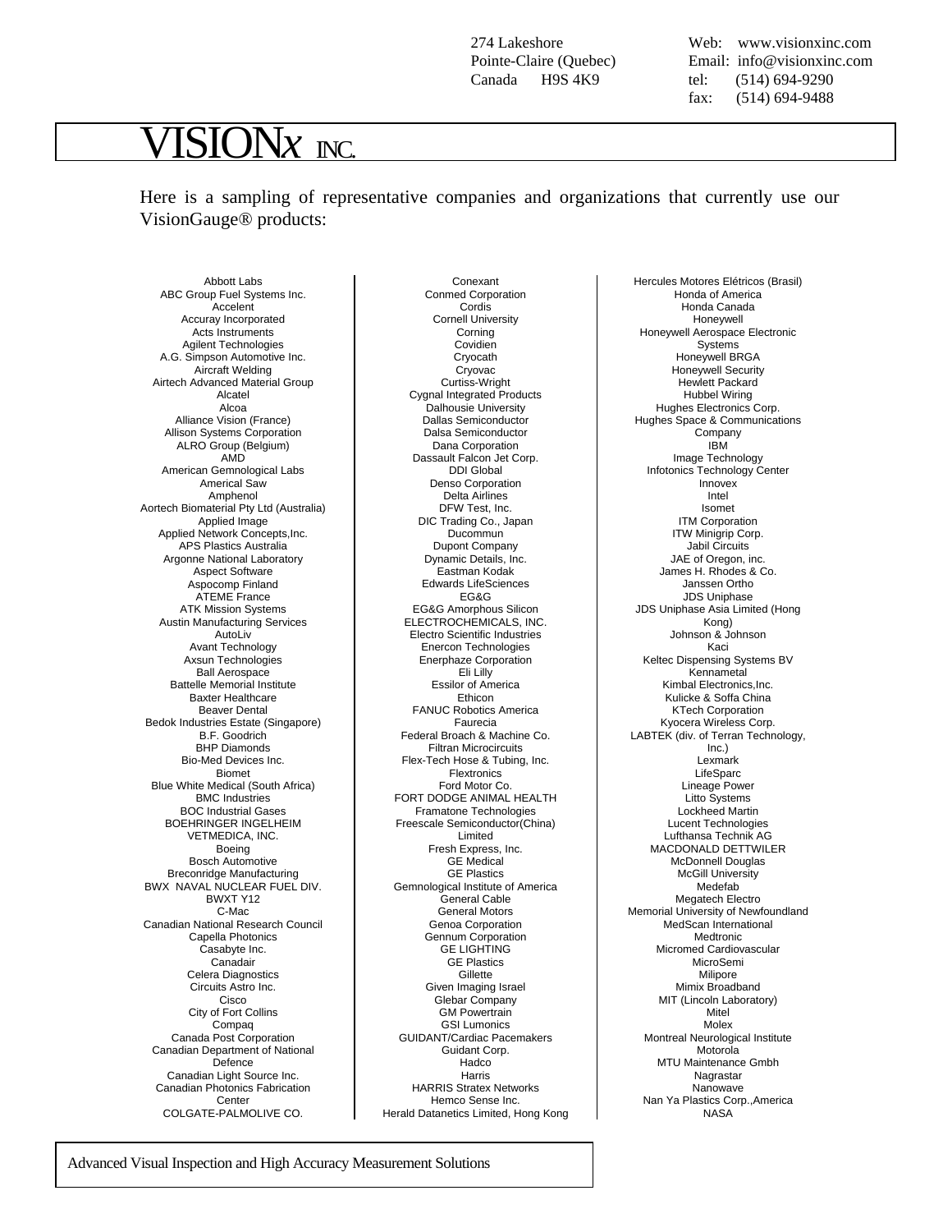274 Lakeshore
Pointe-Claire (Quebec)
Canada H9S 4K9

Web: www.visionxinc.com
Email: info@visionxinc.com
tel: (514) 694-9290
fax: (514) 694-9488

# VISIONx INC.

Here is a sampling of representative companies and organizations that currently use our VisionGauge® products:

Abbott Labs
ABC Group Fuel Systems Inc.
Accelent
Accuray Incorporated
Acts Instruments
Agilent Technologies
A.G. Simpson Automotive Inc.
Aircraft Welding
Airtech Advanced Material Group
Alcatel
Alcoa
Alliance Vision (France)
Allison Systems Corporation
ALRO Group (Belgium)
AMD
American Gemnological Labs
Americal Saw
Amphenol
Aortech Biomaterial Pty Ltd (Australia)
Applied Image
Applied Network Concepts,Inc.
APS Plastics Australia
Argonne National Laboratory
Aspect Software
Aspocomp Finland
ATEME France
ATK Mission Systems
Austin Manufacturing Services
AutoLiv
Avant Technology
Axsun Technologies
Ball Aerospace
Battelle Memorial Institute
Baxter Healthcare
Beaver Dental
Bedok Industries Estate (Singapore)
B.F. Goodrich
BHP Diamonds
Bio-Med Devices Inc.
Biomet
Blue White Medical (South Africa)
BMC Industries
BOC Industrial Gases
BOEHRINGER INGELHEIM VETMEDICA, INC.
Boeing
Bosch Automotive
Breconridge Manufacturing
BWX NAVAL NUCLEAR FUEL DIV.
BWXT Y12
C-Mac
Canadian National Research Council
Capella Photonics
Casabyte Inc.
Canadair
Celera Diagnostics
Circuits Astro Inc.
Cisco
City of Fort Collins
Compaq
Canada Post Corporation
Canadian Department of National Defence
Canadian Light Source Inc.
Canadian Photonics Fabrication Center
COLGATE-PALMOLIVE CO.
Conexant
Conmed Corporation
Cordis
Cornell University
Corning
Covidien
Cryocath
Cryovac
Curtiss-Wright
Cygnal Integrated Products
Dalhousie University
Dallas Semiconductor
Dalsa Semiconductor
Dana Corporation
Dassault Falcon Jet Corp.
DDI Global
Denso Corporation
Delta Airlines
DFW Test, Inc.
DIC Trading Co., Japan
Ducommun
Dupont Company
Dynamic Details, Inc.
Eastman Kodak
Edwards LifeSciences
EG&G
EG&G Amorphous Silicon
ELECTROCHEMICALS, INC.
Electro Scientific Industries
Enercon Technologies
Enerphaze Corporation
Eli Lilly
Essilor of America
Ethicon
FANUC Robotics America
Faurecia
Federal Broach & Machine Co.
Filtran Microcircuits
Flex-Tech Hose & Tubing, Inc.
Flextronics
Ford Motor Co.
FORT DODGE ANIMAL HEALTH
Framatone Technologies
Freescale Semiconductor(China) Limited
Fresh Express, Inc.
GE Medical
GE Plastics
Gemnological Institute of America
General Cable
General Motors
Genoa Corporation
Gennum Corporation
GE LIGHTING
GE Plastics
Gillette
Given Imaging Israel
Glebar Company
GM Powertrain
GSI Lumonics
GUIDANT/Cardiac Pacemakers
Guidant Corp.
Hadco
Harris
HARRIS Stratex Networks
Hemco Sense Inc.
Herald Datanetics Limited, Hong Kong
Hercules Motores Elétricos (Brasil)
Honda of America
Honda Canada
Honeywell
Honeywell Aerospace Electronic Systems
Honeywell BRGA
Honeywell Security
Hewlett Packard
Hubbel Wiring
Hughes Electronics Corp.
Hughes Space & Communications Company
IBM
Image Technology
Infotonics Technology Center
Innovex
Intel
Isomet
ITM Corporation
ITW Minigrip Corp.
Jabil Circuits
JAE of Oregon, inc.
James H. Rhodes & Co.
Janssen Ortho
JDS Uniphase
JDS Uniphase Asia Limited (Hong Kong)
Johnson & Johnson
Kaci
Keltec Dispensing Systems BV
Kennametal
Kimbal Electronics,Inc.
Kulicke & Soffa China
KTech Corporation
Kyocera Wireless Corp.
LABTEK (div. of Terran Technology, Inc.)
Lexmark
LifeSparc
Lineage Power
Litto Systems
Lockheed Martin
Lucent Technologies
Lufthansa Technik AG
MACDONALD DETTWILER
McDonnell Douglas
McGill University
Medefab
Megatech Electro
Memorial University of Newfoundland
MedScan International
Medtronic
Micromed Cardiovascular
MicroSemi
Milipore
Mimix Broadband
MIT (Lincoln Laboratory)
Mitel
Molex
Montreal Neurological Institute
Motorola
MTU Maintenance Gmbh
Nagrastar
Nanowave
Nan Ya Plastics Corp.,America
NASA

Advanced Visual Inspection and High Accuracy Measurement Solutions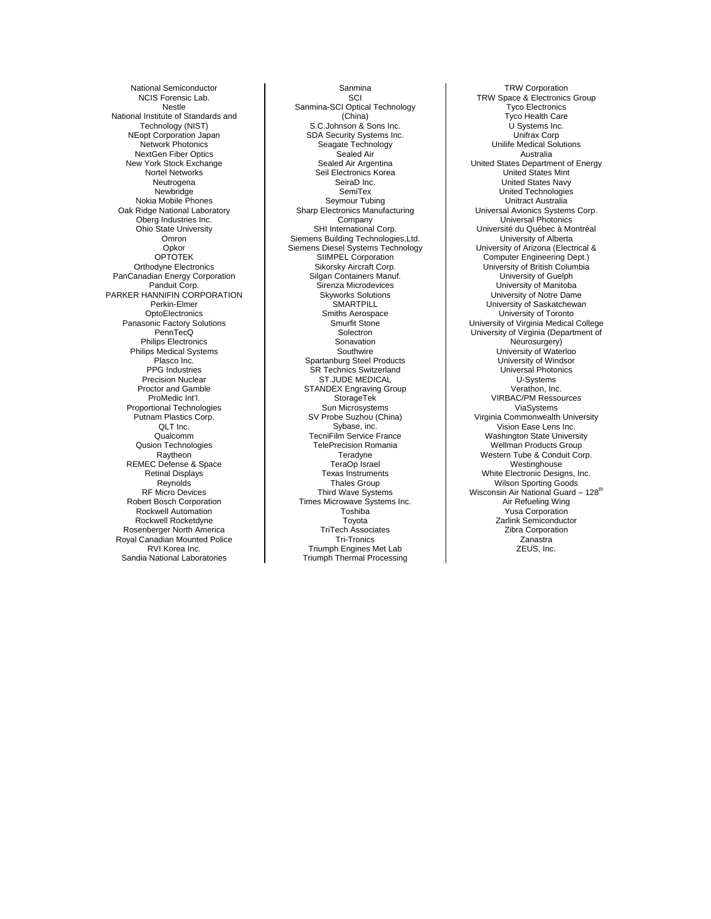National Semiconductor
NCIS Forensic Lab.
Nestle
National Institute of Standards and Technology (NIST)
NEopt Corporation Japan
Network Photonics
NextGen Fiber Optics
New York Stock Exchange
Nortel Networks
Neutrogena
Newbridge
Nokia Mobile Phones
Oak Ridge National Laboratory
Oberg Industries Inc.
Ohio State University
Omron
Opkor
OPTOTEK
Orthodyne Electronics
PanCanadian Energy Corporation
Panduit Corp.
PARKER HANNIFIN CORPORATION
Perkin-Elmer
OptoElectronics
Panasonic Factory Solutions
PennTecQ
Philips Electronics
Philips Medical Systems
Plasco Inc.
PPG Industries
Precision Nuclear
Proctor and Gamble
ProMedic Int'l.
Proportional Technologies
Putnam Plastics Corp.
QLT Inc.
Qualcomm
Qusion Technologies
Raytheon
REMEC Defense & Space
Retinal Displays
Reynolds
RF Micro Devices
Robert Bosch Corporation
Rockwell Automation
Rockwell Rocketdyne
Rosenberger North America
Royal Canadian Mounted Police
RVI Korea Inc.
Sandia National Laboratories

Sanmina
SCI
Sanmina-SCI Optical Technology (China)
S.C.Johnson & Sons Inc.
SDA Security Systems Inc.
Seagate Technology
Sealed Air
Sealed Air Argentina
Seil Electronics Korea
SeiraD Inc.
SemiTex
Seymour Tubing
Sharp Electronics Manufacturing Company
SHI International Corp.
Siemens Building Technologies,Ltd.
Siemens Diesel Systems Technology
SIIMPEL Corporation
Sikorsky Aircraft Corp.
Silgan Containers Manuf.
Sirenza Microdevices
Skyworks Solutions
SMARTPILL
Smiths Aerospace
Smurfit Stone
Solectron
Sonavation
Southwire
Spartanburg Steel Products
SR Technics Switzerland
ST.JUDE MEDICAL
STANDEX Engraving Group
StorageTek
Sun Microsystems
SV Probe Suzhou (China)
Sybase, inc.
TecniFilm Service France
TelePrecision Romania
Teradyne
TeraOp Israel
Texas Instruments
Thales Group
Third Wave Systems
Times Microwave Systems Inc.
Toshiba
Toyota
TriTech Associates
Tri-Tronics
Triumph Engines Met Lab
Triumph Thermal Processing

TRW Corporation
TRW Space & Electronics Group
Tyco Electronics
Tyco Health Care
U Systems Inc.
Unifrax Corp
Unilife Medical Solutions Australia
United States Department of Energy
United States Mint
United States Navy
United Technologies
Unitract Australia
Universal Avionics Systems Corp.
Universal Photonics
Université du Québec à Montréal
University of Alberta
University of Arizona (Electrical & Computer Engineering Dept.)
University of British Columbia
University of Guelph
University of Manitoba
University of Notre Dame
University of Saskatchewan
University of Toronto
University of Virginia Medical College
University of Virginia (Department of Neurosurgery)
University of Waterloo
University of Windsor
Universal Photonics
U-Systems
Verathon, Inc.
VIRBAC/PM Ressources
ViaSystems
Virginia Commonwealth University
Vision Ease Lens Inc.
Washington State University
Wellman Products Group
Western Tube & Conduit Corp.
Westinghouse
White Electronic Designs, Inc.
Wilson Sporting Goods
Wisconsin Air National Guard – 128th Air Refueling Wing
Yusa Corporation
Zarlink Semiconductor
Zibra Corporation
Zanastra
ZEUS, Inc.